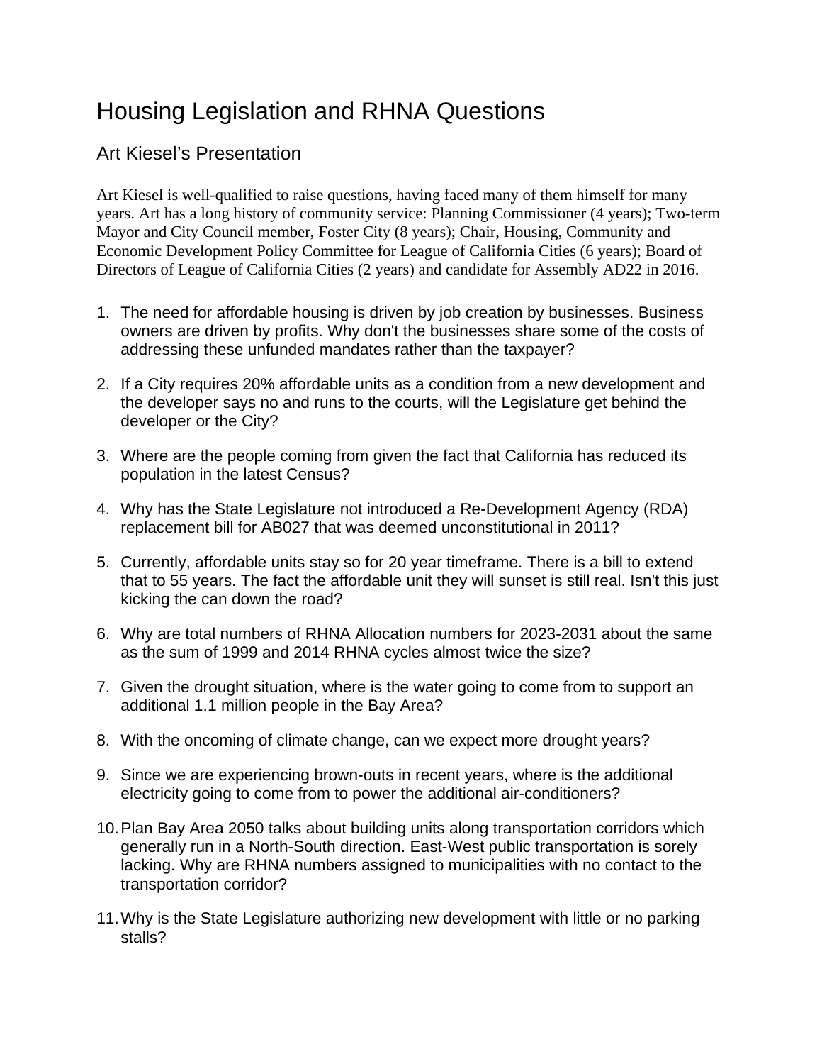# Housing Legislation and RHNA Questions

## Art Kiesel's Presentation

Art Kiesel is well-qualified to raise questions, having faced many of them himself for many years. Art has a long history of community service: Planning Commissioner (4 years); Two-term Mayor and City Council member, Foster City (8 years); Chair, Housing, Community and Economic Development Policy Committee for League of California Cities (6 years); Board of Directors of League of California Cities (2 years) and candidate for Assembly AD22 in 2016.

1. The need for affordable housing is driven by job creation by businesses. Business owners are driven by profits. Why don't the businesses share some of the costs of addressing these unfunded mandates rather than the taxpayer?

2. If a City requires 20% affordable units as a condition from a new development and the developer says no and runs to the courts, will the Legislature get behind the developer or the City?

3. Where are the people coming from given the fact that California has reduced its population in the latest Census?

4. Why has the State Legislature not introduced a Re-Development Agency (RDA) replacement bill for AB027 that was deemed unconstitutional in 2011?

5. Currently, affordable units stay so for 20 year timeframe. There is a bill to extend that to 55 years. The fact the affordable unit they will sunset is still real. Isn't this just kicking the can down the road?

6. Why are total numbers of RHNA Allocation numbers for 2023-2031 about the same as the sum of 1999 and 2014 RHNA cycles almost twice the size?

7. Given the drought situation, where is the water going to come from to support an additional 1.1 million people in the Bay Area?

8. With the oncoming of climate change, can we expect more drought years?

9. Since we are experiencing brown-outs in recent years, where is the additional electricity going to come from to power the additional air-conditioners?

10. Plan Bay Area 2050 talks about building units along transportation corridors which generally run in a North-South direction. East-West public transportation is sorely lacking. Why are RHNA numbers assigned to municipalities with no contact to the transportation corridor?

11. Why is the State Legislature authorizing new development with little or no parking stalls?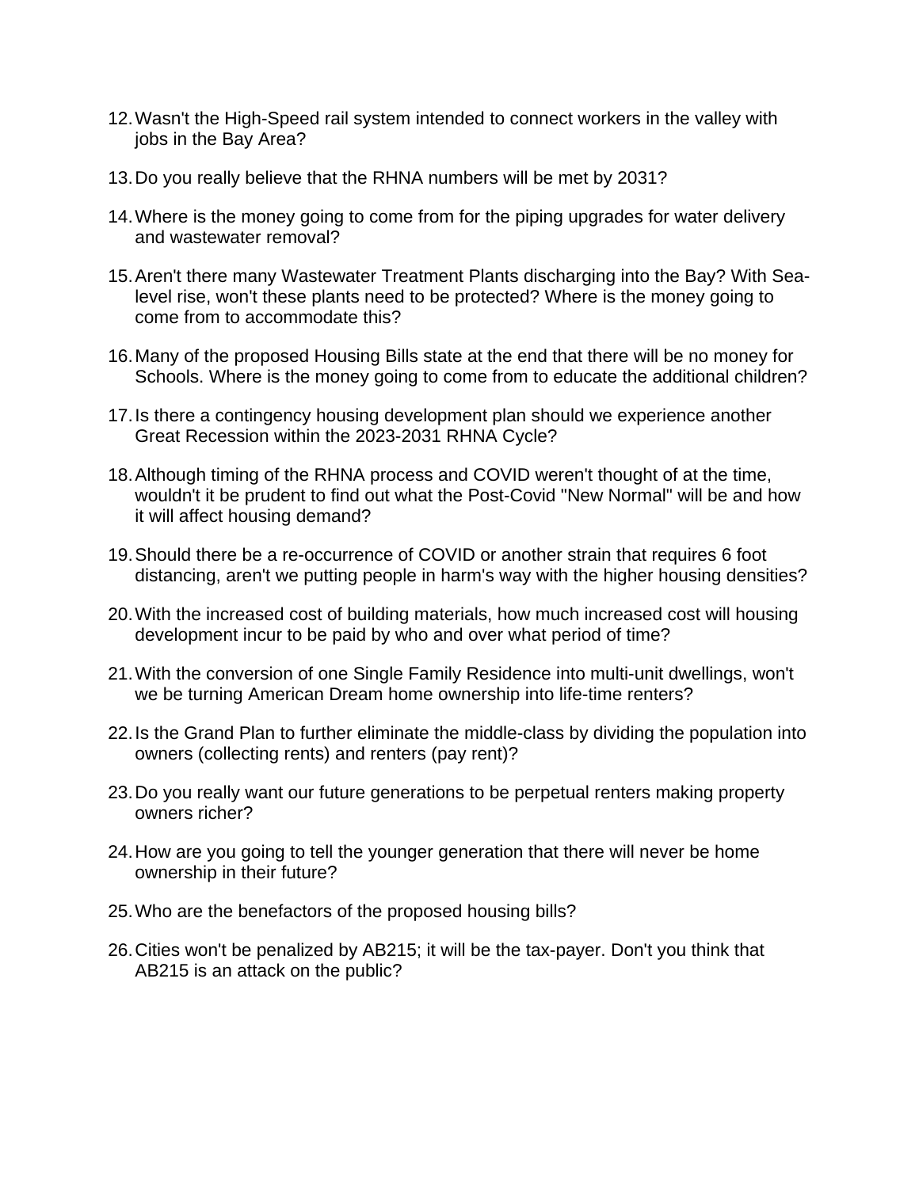12. Wasn't the High-Speed rail system intended to connect workers in the valley with jobs in the Bay Area?

13. Do you really believe that the RHNA numbers will be met by 2031?

14. Where is the money going to come from for the piping upgrades for water delivery and wastewater removal?

15. Aren't there many Wastewater Treatment Plants discharging into the Bay? With Sea-level rise, won't these plants need to be protected? Where is the money going to come from to accommodate this?

16. Many of the proposed Housing Bills state at the end that there will be no money for Schools. Where is the money going to come from to educate the additional children?

17. Is there a contingency housing development plan should we experience another Great Recession within the 2023-2031 RHNA Cycle?

18. Although timing of the RHNA process and COVID weren't thought of at the time, wouldn't it be prudent to find out what the Post-Covid "New Normal" will be and how it will affect housing demand?

19. Should there be a re-occurrence of COVID or another strain that requires 6 foot distancing, aren't we putting people in harm's way with the higher housing densities?

20. With the increased cost of building materials, how much increased cost will housing development incur to be paid by who and over what period of time?

21. With the conversion of one Single Family Residence into multi-unit dwellings, won't we be turning American Dream home ownership into life-time renters?

22. Is the Grand Plan to further eliminate the middle-class by dividing the population into owners (collecting rents) and renters (pay rent)?

23. Do you really want our future generations to be perpetual renters making property owners richer?

24. How are you going to tell the younger generation that there will never be home ownership in their future?

25. Who are the benefactors of the proposed housing bills?

26. Cities won't be penalized by AB215; it will be the tax-payer. Don't you think that AB215 is an attack on the public?